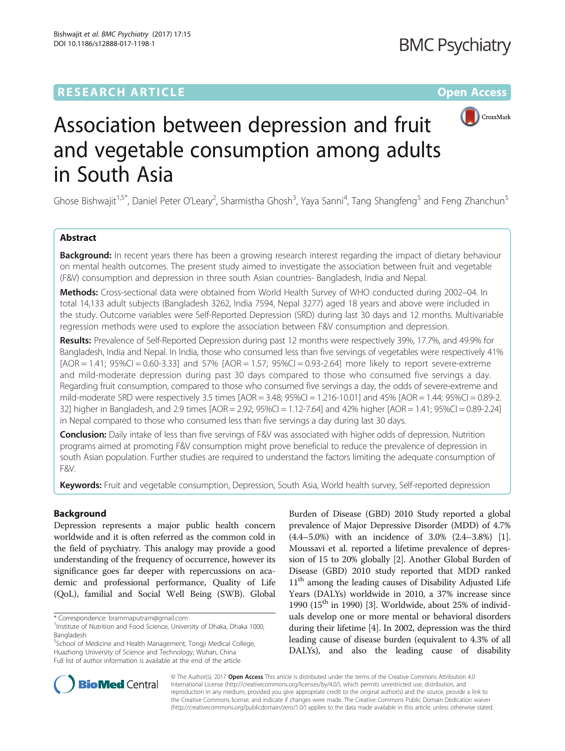RESEARCH ARTICLE

Open Access

# Association between depression and fruit and vegetable consumption among adults in South Asia

Ghose Bishwajit[1,5*], Daniel Peter O'Leary[2], Sharmistha Ghosh[3], Yaya Sanni[4], Tang Shangfeng[5] and Feng Zhanchun[5]

## Abstract

**Background:** In recent years there has been a growing research interest regarding the impact of dietary behaviour on mental health outcomes. The present study aimed to investigate the association between fruit and vegetable (F&V) consumption and depression in three south Asian countries- Bangladesh, India and Nepal.

**Methods:** Cross-sectional data were obtained from World Health Survey of WHO conducted during 2002–04. In total 14,133 adult subjects (Bangladesh 3262, India 7594, Nepal 3277) aged 18 years and above were included in the study. Outcome variables were Self-Reported Depression (SRD) during last 30 days and 12 months. Multivariable regression methods were used to explore the association between F&V consumption and depression.

**Results:** Prevalence of Self-Reported Depression during past 12 months were respectively 39%, 17.7%, and 49.9% for Bangladesh, India and Nepal. In India, those who consumed less than five servings of vegetables were respectively 41% [AOR = 1.41; 95%CI = 0.60-3.33] and 57% [AOR = 1.57; 95%CI = 0.93-2.64] more likely to report severe-extreme and mild-moderate depression during past 30 days compared to those who consumed five servings a day. Regarding fruit consumption, compared to those who consumed five servings a day, the odds of severe-extreme and mild-moderate SRD were respectively 3.5 times [AOR = 3.48; 95%CI = 1.216-10.01] and 45% [AOR = 1.44; 95%CI = 0.89-2.32] higher in Bangladesh, and 2.9 times [AOR = 2.92; 95%CI = 1.12-7.64] and 42% higher [AOR = 1.41; 95%CI = 0.89-2.24] in Nepal compared to those who consumed less than five servings a day during last 30 days.

**Conclusion:** Daily intake of less than five servings of F&V was associated with higher odds of depression. Nutrition programs aimed at promoting F&V consumption might prove beneficial to reduce the prevalence of depression in south Asian population. Further studies are required to understand the factors limiting the adequate consumption of F&V.

**Keywords:** Fruit and vegetable consumption, Depression, South Asia, World health survey, Self-reported depression

## Background

Depression represents a major public health concern worldwide and it is often referred as the common cold in the field of psychiatry. This analogy may provide a good understanding of the frequency of occurrence, however its significance goes far deeper with repercussions on academic and professional performance, Quality of Life (QoL), familial and Social Well Being (SWB). Global Burden of Disease (GBD) 2010 Study reported a global prevalence of Major Depressive Disorder (MDD) of 4.7% (4.4–5.0%) with an incidence of 3.0% (2.4–3.8%) [1]. Moussavi et al. reported a lifetime prevalence of depression of 15 to 20% globally [2]. Another Global Burden of Disease (GBD) 2010 study reported that MDD ranked 11th among the leading causes of Disability Adjusted Life Years (DALYs) worldwide in 2010, a 37% increase since 1990 (15th in 1990) [3]. Worldwide, about 25% of individuals develop one or more mental or behavioral disorders during their lifetime [4]. In 2002, depression was the third leading cause of disease burden (equivalent to 4.3% of all DALYs), and also the leading cause of disability

\* Correspondence: brammaputram@gmail.com
[1]Institute of Nutrition and Food Science, University of Dhaka, Dhaka 1000, Bangladesh
[5]School of Medicine and Health Management, Tongji Medical College, Huazhong University of Science and Technology, Wuhan, China
Full list of author information is available at the end of the article

© The Author(s). 2017 **Open Access** This article is distributed under the terms of the Creative Commons Attribution 4.0 International License (http://creativecommons.org/licenses/by/4.0/), which permits unrestricted use, distribution, and reproduction in any medium, provided you give appropriate credit to the original author(s) and the source, provide a link to the Creative Commons license, and indicate if changes were made. The Creative Commons Public Domain Dedication waiver (http://creativecommons.org/publicdomain/zero/1.0/) applies to the data made available in this article, unless otherwise stated.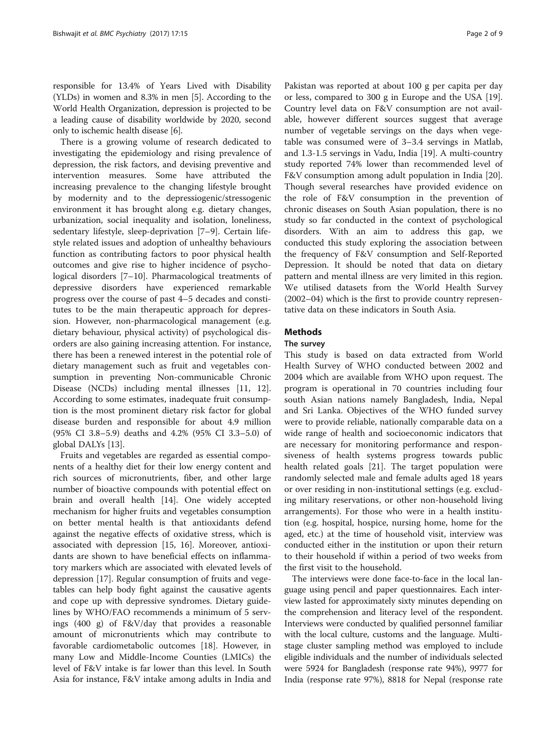responsible for 13.4% of Years Lived with Disability (YLDs) in women and 8.3% in men [5]. According to the World Health Organization, depression is projected to be a leading cause of disability worldwide by 2020, second only to ischemic health disease [6].

There is a growing volume of research dedicated to investigating the epidemiology and rising prevalence of depression, the risk factors, and devising preventive and intervention measures. Some have attributed the increasing prevalence to the changing lifestyle brought by modernity and to the depressiogenic/stressogenic environment it has brought along e.g. dietary changes, urbanization, social inequality and isolation, loneliness, sedentary lifestyle, sleep-deprivation [7–9]. Certain lifestyle related issues and adoption of unhealthy behaviours function as contributing factors to poor physical health outcomes and give rise to higher incidence of psychological disorders [7–10]. Pharmacological treatments of depressive disorders have experienced remarkable progress over the course of past 4–5 decades and constitutes to be the main therapeutic approach for depression. However, non-pharmacological management (e.g. dietary behaviour, physical activity) of psychological disorders are also gaining increasing attention. For instance, there has been a renewed interest in the potential role of dietary management such as fruit and vegetables consumption in preventing Non-communicable Chronic Disease (NCDs) including mental illnesses [11, 12]. According to some estimates, inadequate fruit consumption is the most prominent dietary risk factor for global disease burden and responsible for about 4.9 million (95% CI 3.8–5.9) deaths and 4.2% (95% CI 3.3–5.0) of global DALYs [13].

Fruits and vegetables are regarded as essential components of a healthy diet for their low energy content and rich sources of micronutrients, fiber, and other large number of bioactive compounds with potential effect on brain and overall health [14]. One widely accepted mechanism for higher fruits and vegetables consumption on better mental health is that antioxidants defend against the negative effects of oxidative stress, which is associated with depression [15, 16]. Moreover, antioxidants are shown to have beneficial effects on inflammatory markers which are associated with elevated levels of depression [17]. Regular consumption of fruits and vegetables can help body fight against the causative agents and cope up with depressive syndromes. Dietary guidelines by WHO/FAO recommends a minimum of 5 servings (400 g) of F&V/day that provides a reasonable amount of micronutrients which may contribute to favorable cardiometabolic outcomes [18]. However, in many Low and Middle-Income Counties (LMICs) the level of F&V intake is far lower than this level. In South Asia for instance, F&V intake among adults in India and Pakistan was reported at about 100 g per capita per day or less, compared to 300 g in Europe and the USA [19]. Country level data on F&V consumption are not available, however different sources suggest that average number of vegetable servings on the days when vegetable was consumed were of 3–3.4 servings in Matlab, and 1.3-1.5 servings in Vadu, India [19]. A multi-country study reported 74% lower than recommended level of F&V consumption among adult population in India [20]. Though several researches have provided evidence on the role of F&V consumption in the prevention of chronic diseases on South Asian population, there is no study so far conducted in the context of psychological disorders. With an aim to address this gap, we conducted this study exploring the association between the frequency of F&V consumption and Self-Reported Depression. It should be noted that data on dietary pattern and mental illness are very limited in this region. We utilised datasets from the World Health Survey (2002–04) which is the first to provide country representative data on these indicators in South Asia.

## Methods

### The survey

This study is based on data extracted from World Health Survey of WHO conducted between 2002 and 2004 which are available from WHO upon request. The program is operational in 70 countries including four south Asian nations namely Bangladesh, India, Nepal and Sri Lanka. Objectives of the WHO funded survey were to provide reliable, nationally comparable data on a wide range of health and socioeconomic indicators that are necessary for monitoring performance and responsiveness of health systems progress towards public health related goals [21]. The target population were randomly selected male and female adults aged 18 years or over residing in non-institutional settings (e.g. excluding military reservations, or other non-household living arrangements). For those who were in a health institution (e.g. hospital, hospice, nursing home, home for the aged, etc.) at the time of household visit, interview was conducted either in the institution or upon their return to their household if within a period of two weeks from the first visit to the household.

The interviews were done face-to-face in the local language using pencil and paper questionnaires. Each interview lasted for approximately sixty minutes depending on the comprehension and literacy level of the respondent. Interviews were conducted by qualified personnel familiar with the local culture, customs and the language. Multistage cluster sampling method was employed to include eligible individuals and the number of individuals selected were 5924 for Bangladesh (response rate 94%), 9977 for India (response rate 97%), 8818 for Nepal (response rate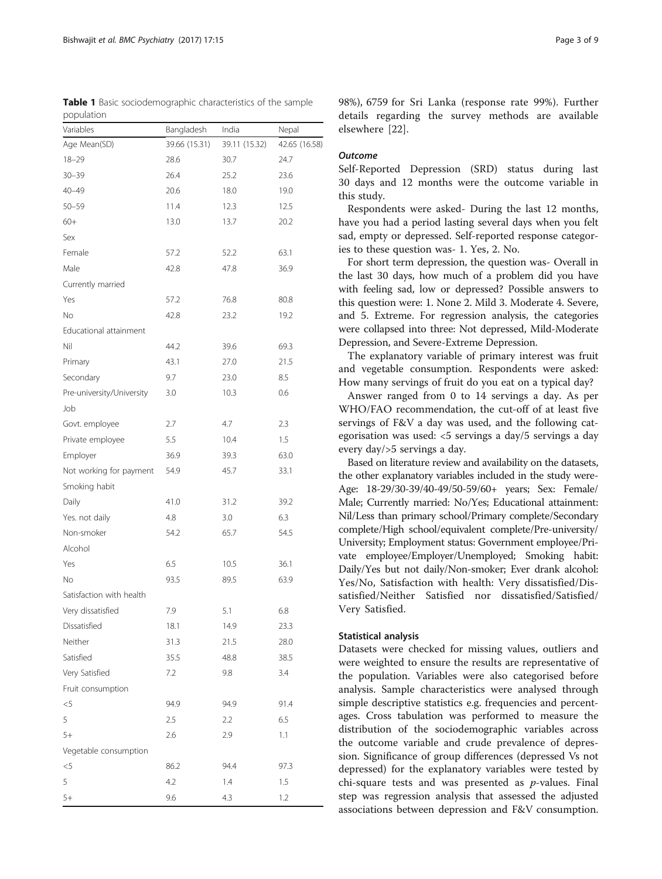**Table 1** Basic sociodemographic characteristics of the sample population

| Variables | Bangladesh | India | Nepal |
|---|---|---|---|
| Age Mean(SD) | 39.66 (15.31) | 39.11 (15.32) | 42.65 (16.58) |
| 18–29 | 28.6 | 30.7 | 24.7 |
| 30–39 | 26.4 | 25.2 | 23.6 |
| 40–49 | 20.6 | 18.0 | 19.0 |
| 50–59 | 11.4 | 12.3 | 12.5 |
| 60+ | 13.0 | 13.7 | 20.2 |
| Sex | | | |
| Female | 57.2 | 52.2 | 63.1 |
| Male | 42.8 | 47.8 | 36.9 |
| Currently married | | | |
| Yes | 57.2 | 76.8 | 80.8 |
| No | 42.8 | 23.2 | 19.2 |
| Educational attainment | | | |
| Nil | 44.2 | 39.6 | 69.3 |
| Primary | 43.1 | 27.0 | 21.5 |
| Secondary | 9.7 | 23.0 | 8.5 |
| Pre-university/University | 3.0 | 10.3 | 0.6 |
| Job | | | |
| Govt. employee | 2.7 | 4.7 | 2.3 |
| Private employee | 5.5 | 10.4 | 1.5 |
| Employer | 36.9 | 39.3 | 63.0 |
| Not working for payment | 54.9 | 45.7 | 33.1 |
| Smoking habit | | | |
| Daily | 41.0 | 31.2 | 39.2 |
| Yes. not daily | 4.8 | 3.0 | 6.3 |
| Non-smoker | 54.2 | 65.7 | 54.5 |
| Alcohol | | | |
| Yes | 6.5 | 10.5 | 36.1 |
| No | 93.5 | 89.5 | 63.9 |
| Satisfaction with health | | | |
| Very dissatisfied | 7.9 | 5.1 | 6.8 |
| Dissatisfied | 18.1 | 14.9 | 23.3 |
| Neither | 31.3 | 21.5 | 28.0 |
| Satisfied | 35.5 | 48.8 | 38.5 |
| Very Satisfied | 7.2 | 9.8 | 3.4 |
| Fruit consumption | | | |
| <5 | 94.9 | 94.9 | 91.4 |
| 5 | 2.5 | 2.2 | 6.5 |
| 5+ | 2.6 | 2.9 | 1.1 |
| Vegetable consumption | | | |
| <5 | 86.2 | 94.4 | 97.3 |
| 5 | 4.2 | 1.4 | 1.5 |
| 5+ | 9.6 | 4.3 | 1.2 |

98%), 6759 for Sri Lanka (response rate 99%). Further details regarding the survey methods are available elsewhere [22].

### *Outcome*

Self-Reported Depression (SRD) status during last 30 days and 12 months were the outcome variable in this study.

Respondents were asked- During the last 12 months, have you had a period lasting several days when you felt sad, empty or depressed. Self-reported response categories to these question was- 1. Yes, 2. No.

For short term depression, the question was- Overall in the last 30 days, how much of a problem did you have with feeling sad, low or depressed? Possible answers to this question were: 1. None 2. Mild 3. Moderate 4. Severe, and 5. Extreme. For regression analysis, the categories were collapsed into three: Not depressed, Mild-Moderate Depression, and Severe-Extreme Depression.

The explanatory variable of primary interest was fruit and vegetable consumption. Respondents were asked: How many servings of fruit do you eat on a typical day?

Answer ranged from 0 to 14 servings a day. As per WHO/FAO recommendation, the cut-off of at least five servings of F&V a day was used, and the following categorisation was used: <5 servings a day/5 servings a day every day/>5 servings a day.

Based on literature review and availability on the datasets, the other explanatory variables included in the study were- Age: 18-29/30-39/40-49/50-59/60+ years; Sex: Female/Male; Currently married: No/Yes; Educational attainment: Nil/Less than primary school/Primary complete/Secondary complete/High school/equivalent complete/Pre-university/University; Employment status: Government employee/Private employee/Employer/Unemployed; Smoking habit: Daily/Yes but not daily/Non-smoker; Ever drank alcohol: Yes/No, Satisfaction with health: Very dissatisfied/Dissatisfied/Neither Satisfied nor dissatisfied/Satisfied/Very Satisfied.

### Statistical analysis

Datasets were checked for missing values, outliers and were weighted to ensure the results are representative of the population. Variables were also categorised before analysis. Sample characteristics were analysed through simple descriptive statistics e.g. frequencies and percentages. Cross tabulation was performed to measure the distribution of the sociodemographic variables across the outcome variable and crude prevalence of depression. Significance of group differences (depressed Vs not depressed) for the explanatory variables were tested by chi-square tests and was presented as *p*-values. Final step was regression analysis that assessed the adjusted associations between depression and F&V consumption.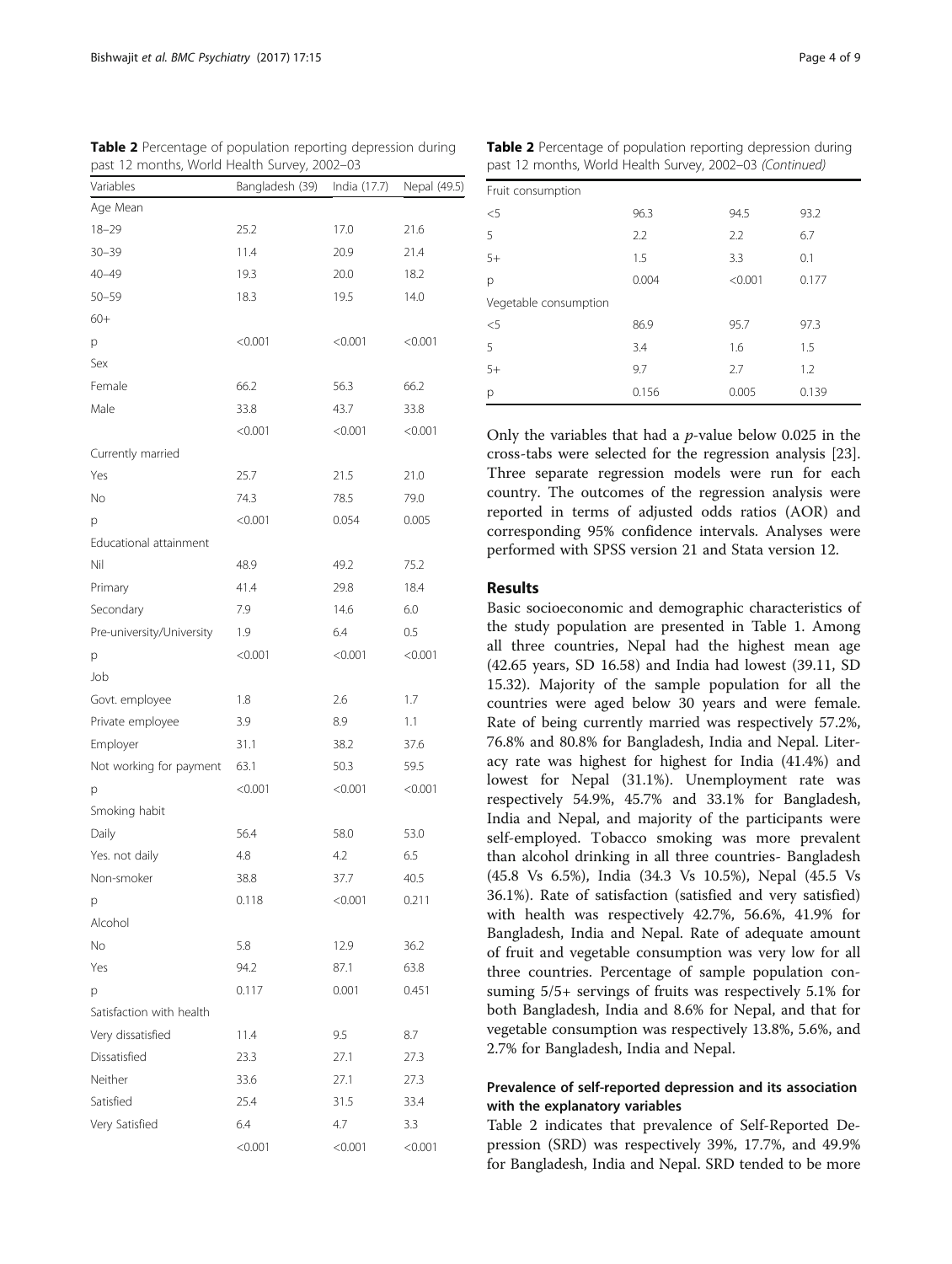**Table 2** Percentage of population reporting depression during past 12 months, World Health Survey, 2002–03

| Variables | Bangladesh (39) | India (17.7) | Nepal (49.5) |
|---|---|---|---|
| Age Mean | | | |
| 18–29 | 25.2 | 17.0 | 21.6 |
| 30–39 | 11.4 | 20.9 | 21.4 |
| 40–49 | 19.3 | 20.0 | 18.2 |
| 50–59 | 18.3 | 19.5 | 14.0 |
| 60+ | | | |
| p | <0.001 | <0.001 | <0.001 |
| Sex | | | |
| Female | 66.2 | 56.3 | 66.2 |
| Male | 33.8 | 43.7 | 33.8 |
| | <0.001 | <0.001 | <0.001 |
| Currently married | | | |
| Yes | 25.7 | 21.5 | 21.0 |
| No | 74.3 | 78.5 | 79.0 |
| p | <0.001 | 0.054 | 0.005 |
| Educational attainment | | | |
| Nil | 48.9 | 49.2 | 75.2 |
| Primary | 41.4 | 29.8 | 18.4 |
| Secondary | 7.9 | 14.6 | 6.0 |
| Pre-university/University | 1.9 | 6.4 | 0.5 |
| p | <0.001 | <0.001 | <0.001 |
| Job | | | |
| Govt. employee | 1.8 | 2.6 | 1.7 |
| Private employee | 3.9 | 8.9 | 1.1 |
| Employer | 31.1 | 38.2 | 37.6 |
| Not working for payment | 63.1 | 50.3 | 59.5 |
| p | <0.001 | <0.001 | <0.001 |
| Smoking habit | | | |
| Daily | 56.4 | 58.0 | 53.0 |
| Yes. not daily | 4.8 | 4.2 | 6.5 |
| Non-smoker | 38.8 | 37.7 | 40.5 |
| p | 0.118 | <0.001 | 0.211 |
| Alcohol | | | |
| No | 5.8 | 12.9 | 36.2 |
| Yes | 94.2 | 87.1 | 63.8 |
| p | 0.117 | 0.001 | 0.451 |
| Satisfaction with health | | | |
| Very dissatisfied | 11.4 | 9.5 | 8.7 |
| Dissatisfied | 23.3 | 27.1 | 27.3 |
| Neither | 33.6 | 27.1 | 27.3 |
| Satisfied | 25.4 | 31.5 | 33.4 |
| Very Satisfied | 6.4 | 4.7 | 3.3 |
| | <0.001 | <0.001 | <0.001 |
| Fruit consumption | | | |
| <5 | 96.3 | 94.5 | 93.2 |
| 5 | 2.2 | 2.2 | 6.7 |
| 5+ | 1.5 | 3.3 | 0.1 |
| p | 0.004 | <0.001 | 0.177 |
| Vegetable consumption | | | |
| <5 | 86.9 | 95.7 | 97.3 |
| 5 | 3.4 | 1.6 | 1.5 |
| 5+ | 9.7 | 2.7 | 1.2 |
| p | 0.156 | 0.005 | 0.139 |

Only the variables that had a *p*-value below 0.025 in the cross-tabs were selected for the regression analysis [23]. Three separate regression models were run for each country. The outcomes of the regression analysis were reported in terms of adjusted odds ratios (AOR) and corresponding 95% confidence intervals. Analyses were performed with SPSS version 21 and Stata version 12.

## Results

Basic socioeconomic and demographic characteristics of the study population are presented in Table 1. Among all three countries, Nepal had the highest mean age (42.65 years, SD 16.58) and India had lowest (39.11, SD 15.32). Majority of the sample population for all the countries were aged below 30 years and were female. Rate of being currently married was respectively 57.2%, 76.8% and 80.8% for Bangladesh, India and Nepal. Literacy rate was highest for highest for India (41.4%) and lowest for Nepal (31.1%). Unemployment rate was respectively 54.9%, 45.7% and 33.1% for Bangladesh, India and Nepal, and majority of the participants were self-employed. Tobacco smoking was more prevalent than alcohol drinking in all three countries- Bangladesh (45.8 Vs 6.5%), India (34.3 Vs 10.5%), Nepal (45.5 Vs 36.1%). Rate of satisfaction (satisfied and very satisfied) with health was respectively 42.7%, 56.6%, 41.9% for Bangladesh, India and Nepal. Rate of adequate amount of fruit and vegetable consumption was very low for all three countries. Percentage of sample population consuming 5/5+ servings of fruits was respectively 5.1% for both Bangladesh, India and 8.6% for Nepal, and that for vegetable consumption was respectively 13.8%, 5.6%, and 2.7% for Bangladesh, India and Nepal.

### Prevalence of self-reported depression and its association with the explanatory variables

Table 2 indicates that prevalence of Self-Reported Depression (SRD) was respectively 39%, 17.7%, and 49.9% for Bangladesh, India and Nepal. SRD tended to be more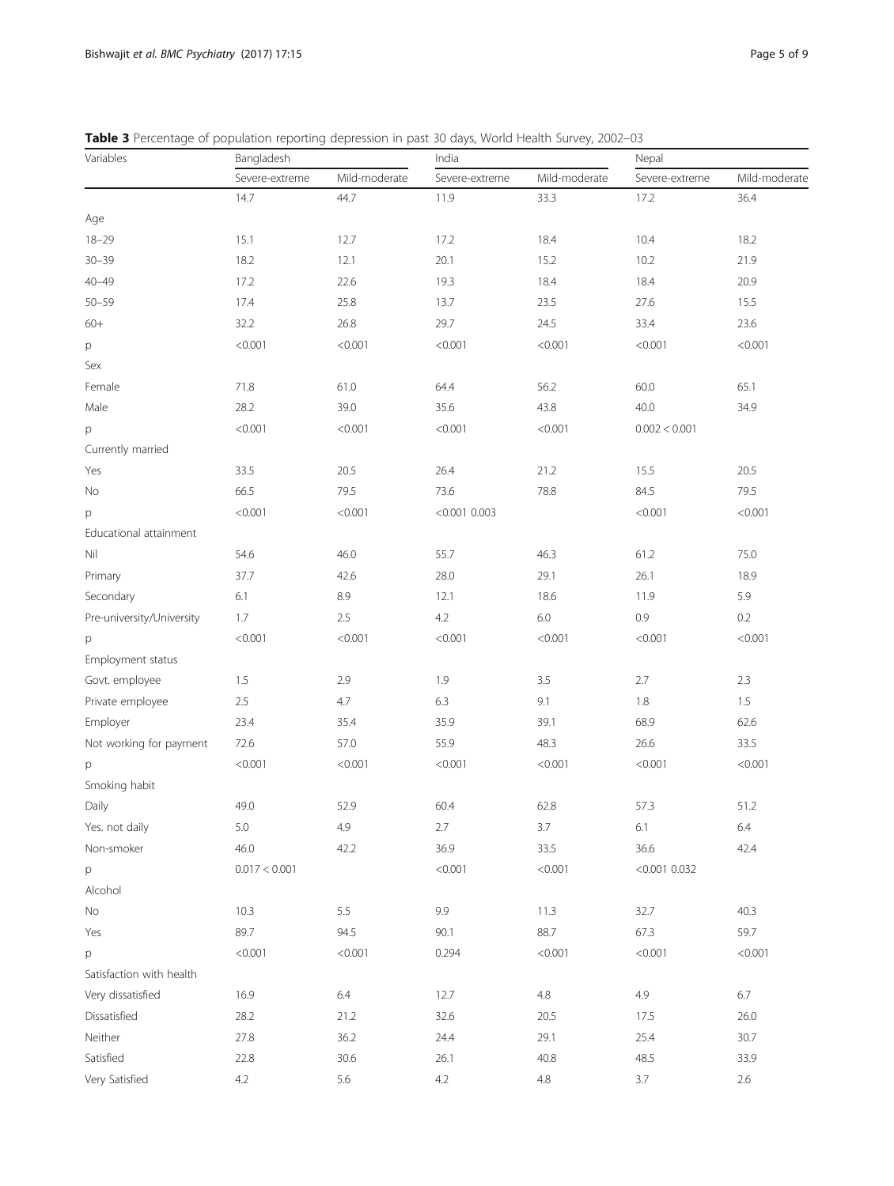**Table 3** Percentage of population reporting depression in past 30 days, World Health Survey, 2002–03

| Variables | Bangladesh | | India | | Nepal | |
|---|---|---|---|---|---|---|
| | Severe-extreme | Mild-moderate | Severe-extreme | Mild-moderate | Severe-extreme | Mild-moderate |
| | 14.7 | 44.7 | 11.9 | 33.3 | 17.2 | 36.4 |
| Age | | | | | | |
| 18–29 | 15.1 | 12.7 | 17.2 | 18.4 | 10.4 | 18.2 |
| 30–39 | 18.2 | 12.1 | 20.1 | 15.2 | 10.2 | 21.9 |
| 40–49 | 17.2 | 22.6 | 19.3 | 18.4 | 18.4 | 20.9 |
| 50–59 | 17.4 | 25.8 | 13.7 | 23.5 | 27.6 | 15.5 |
| 60+ | 32.2 | 26.8 | 29.7 | 24.5 | 33.4 | 23.6 |
| p | <0.001 | <0.001 | <0.001 | <0.001 | <0.001 | <0.001 |
| Sex | | | | | | |
| Female | 71.8 | 61.0 | 64.4 | 56.2 | 60.0 | 65.1 |
| Male | 28.2 | 39.0 | 35.6 | 43.8 | 40.0 | 34.9 |
| p | <0.001 | <0.001 | <0.001 | <0.001 | 0.002 < 0.001 | |
| Currently married | | | | | | |
| Yes | 33.5 | 20.5 | 26.4 | 21.2 | 15.5 | 20.5 |
| No | 66.5 | 79.5 | 73.6 | 78.8 | 84.5 | 79.5 |
| p | <0.001 | <0.001 | <0.001 0.003 | | <0.001 | <0.001 |
| Educational attainment | | | | | | |
| Nil | 54.6 | 46.0 | 55.7 | 46.3 | 61.2 | 75.0 |
| Primary | 37.7 | 42.6 | 28.0 | 29.1 | 26.1 | 18.9 |
| Secondary | 6.1 | 8.9 | 12.1 | 18.6 | 11.9 | 5.9 |
| Pre-university/University | 1.7 | 2.5 | 4.2 | 6.0 | 0.9 | 0.2 |
| p | <0.001 | <0.001 | <0.001 | <0.001 | <0.001 | <0.001 |
| Employment status | | | | | | |
| Govt. employee | 1.5 | 2.9 | 1.9 | 3.5 | 2.7 | 2.3 |
| Private employee | 2.5 | 4.7 | 6.3 | 9.1 | 1.8 | 1.5 |
| Employer | 23.4 | 35.4 | 35.9 | 39.1 | 68.9 | 62.6 |
| Not working for payment | 72.6 | 57.0 | 55.9 | 48.3 | 26.6 | 33.5 |
| p | <0.001 | <0.001 | <0.001 | <0.001 | <0.001 | <0.001 |
| Smoking habit | | | | | | |
| Daily | 49.0 | 52.9 | 60.4 | 62.8 | 57.3 | 51.2 |
| Yes. not daily | 5.0 | 4.9 | 2.7 | 3.7 | 6.1 | 6.4 |
| Non-smoker | 46.0 | 42.2 | 36.9 | 33.5 | 36.6 | 42.4 |
| p | 0.017 < 0.001 | | <0.001 | <0.001 | <0.001 0.032 | |
| Alcohol | | | | | | |
| No | 10.3 | 5.5 | 9.9 | 11.3 | 32.7 | 40.3 |
| Yes | 89.7 | 94.5 | 90.1 | 88.7 | 67.3 | 59.7 |
| p | <0.001 | <0.001 | 0.294 | <0.001 | <0.001 | <0.001 |
| Satisfaction with health | | | | | | |
| Very dissatisfied | 16.9 | 6.4 | 12.7 | 4.8 | 4.9 | 6.7 |
| Dissatisfied | 28.2 | 21.2 | 32.6 | 20.5 | 17.5 | 26.0 |
| Neither | 27.8 | 36.2 | 24.4 | 29.1 | 25.4 | 30.7 |
| Satisfied | 22.8 | 30.6 | 26.1 | 40.8 | 48.5 | 33.9 |
| Very Satisfied | 4.2 | 5.6 | 4.2 | 4.8 | 3.7 | 2.6 |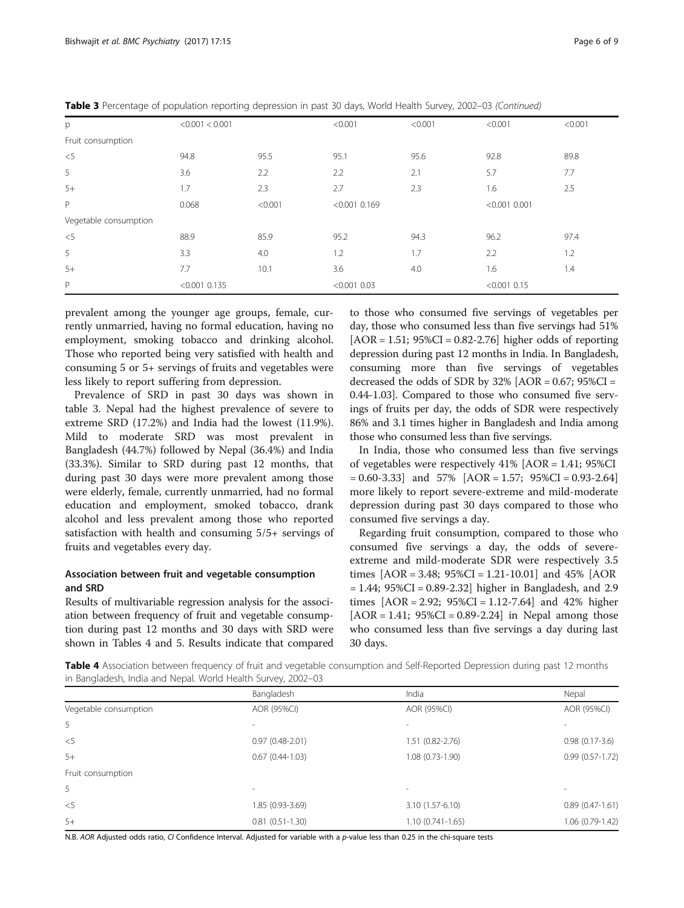**Table 3** Percentage of population reporting depression in past 30 days, World Health Survey, 2002–03 *(Continued)*

| | | | | | | |
|---|---|---|---|---|---|---|
| p | <0.001 < 0.001 | | <0.001 | <0.001 | <0.001 | <0.001 |
| Fruit consumption | | | | | | |
| <5 | 94.8 | 95.5 | 95.1 | 95.6 | 92.8 | 89.8 |
| 5 | 3.6 | 2.2 | 2.2 | 2.1 | 5.7 | 7.7 |
| 5+ | 1.7 | 2.3 | 2.7 | 2.3 | 1.6 | 2.5 |
| P | 0.068 | <0.001 | <0.001 0.169 | | <0.001 0.001 | |
| Vegetable consumption | | | | | | |
| <5 | 88.9 | 85.9 | 95.2 | 94.3 | 96.2 | 97.4 |
| 5 | 3.3 | 4.0 | 1.2 | 1.7 | 2.2 | 1.2 |
| 5+ | 7.7 | 10.1 | 3.6 | 4.0 | 1.6 | 1.4 |
| P | <0.001 0.135 | | <0.001 0.03 | | <0.001 0.15 | |

prevalent among the younger age groups, female, currently unmarried, having no formal education, having no employment, smoking tobacco and drinking alcohol. Those who reported being very satisfied with health and consuming 5 or 5+ servings of fruits and vegetables were less likely to report suffering from depression.

Prevalence of SRD in past 30 days was shown in table 3. Nepal had the highest prevalence of severe to extreme SRD (17.2%) and India had the lowest (11.9%). Mild to moderate SRD was most prevalent in Bangladesh (44.7%) followed by Nepal (36.4%) and India (33.3%). Similar to SRD during past 12 months, that during past 30 days were more prevalent among those were elderly, female, currently unmarried, had no formal education and employment, smoked tobacco, drank alcohol and less prevalent among those who reported satisfaction with health and consuming 5/5+ servings of fruits and vegetables every day.

### Association between fruit and vegetable consumption and SRD

Results of multivariable regression analysis for the association between frequency of fruit and vegetable consumption during past 12 months and 30 days with SRD were shown in Tables 4 and 5. Results indicate that compared to those who consumed five servings of vegetables per day, those who consumed less than five servings had 51% [AOR = 1.51; 95%CI = 0.82-2.76] higher odds of reporting depression during past 12 months in India. In Bangladesh, consuming more than five servings of vegetables decreased the odds of SDR by 32% [AOR = 0.67; 95%CI = 0.44-1.03]. Compared to those who consumed five servings of fruits per day, the odds of SDR were respectively 86% and 3.1 times higher in Bangladesh and India among those who consumed less than five servings.

In India, those who consumed less than five servings of vegetables were respectively 41% [AOR = 1.41; 95%CI = 0.60-3.33] and 57% [AOR = 1.57; 95%CI = 0.93-2.64] more likely to report severe-extreme and mild-moderate depression during past 30 days compared to those who consumed five servings a day.

Regarding fruit consumption, compared to those who consumed five servings a day, the odds of severe-extreme and mild-moderate SDR were respectively 3.5 times [AOR = 3.48; 95%CI = 1.21-10.01] and 45% [AOR = 1.44; 95%CI = 0.89-2.32] higher in Bangladesh, and 2.9 times [AOR = 2.92; 95%CI = 1.12-7.64] and 42% higher [AOR = 1.41; 95%CI = 0.89-2.24] in Nepal among those who consumed less than five servings a day during last 30 days.

**Table 4** Association between frequency of fruit and vegetable consumption and Self-Reported Depression during past 12 months in Bangladesh, India and Nepal. World Health Survey, 2002–03

| | Bangladesh | India | Nepal |
|---|---|---|---|
| Vegetable consumption | AOR (95%CI) | AOR (95%CI) | AOR (95%CI) |
| 5 | - | - | - |
| <5 | 0.97 (0.48-2.01) | 1.51 (0.82-2.76) | 0.98 (0.17-3.6) |
| 5+ | 0.67 (0.44-1.03) | 1.08 (0.73-1.90) | 0.99 (0.57-1.72) |
| Fruit consumption | | | |
| 5 | - | - | - |
| <5 | 1.85 (0.93-3.69) | 3.10 (1.57-6.10) | 0.89 (0.47-1.61) |
| 5+ | 0.81 (0.51-1.30) | 1.10 (0.741-1.65) | 1.06 (0.79-1.42) |

N.B. *AOR* Adjusted odds ratio, *CI* Confidence Interval. Adjusted for variable with a *p*-value less than 0.25 in the chi-square tests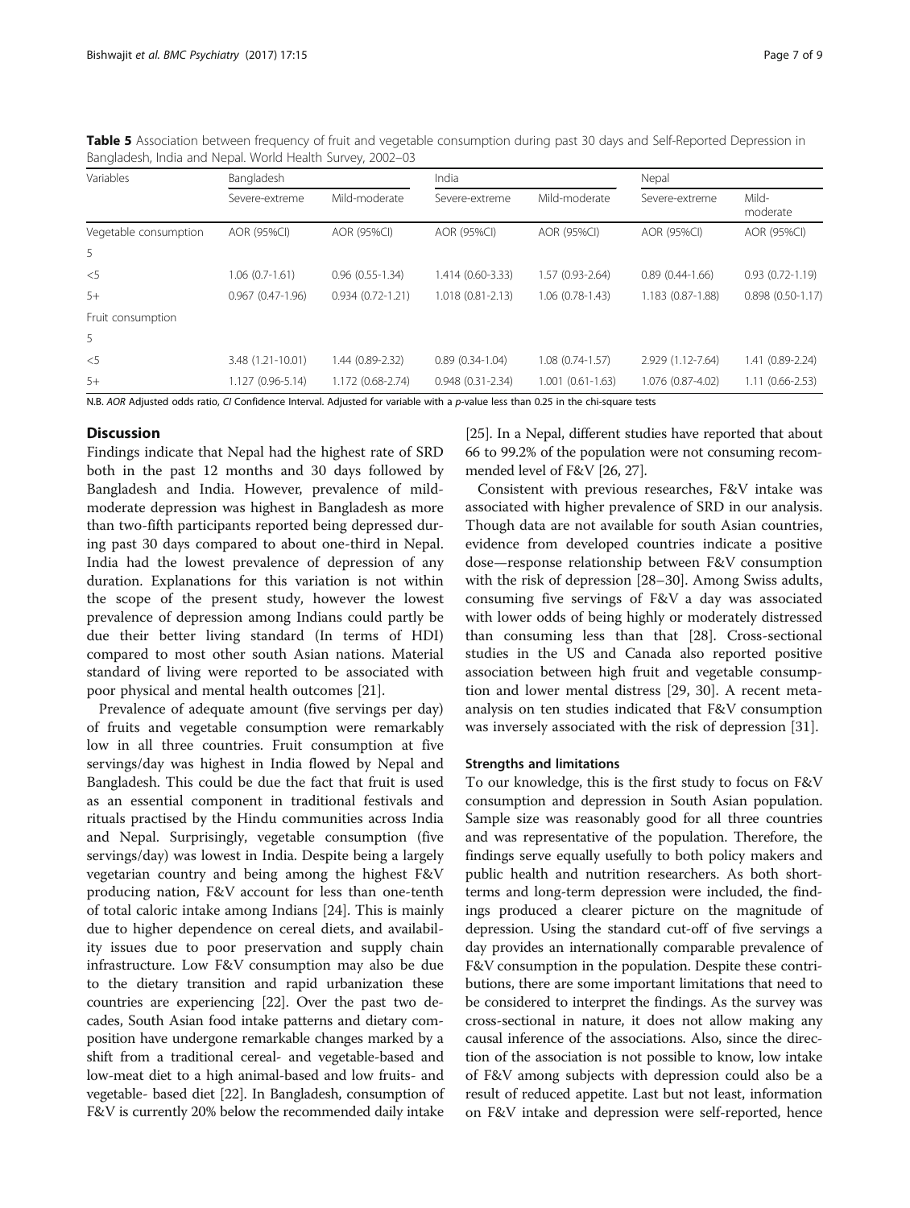**Table 5** Association between frequency of fruit and vegetable consumption during past 30 days and Self-Reported Depression in Bangladesh, India and Nepal. World Health Survey, 2002–03

| Variables | Bangladesh | | India | | Nepal | |
|---|---|---|---|---|---|---|
| | Severe-extreme | Mild-moderate | Severe-extreme | Mild-moderate | Severe-extreme | Mild-moderate |
| Vegetable consumption | AOR (95%CI) | AOR (95%CI) | AOR (95%CI) | AOR (95%CI) | AOR (95%CI) | AOR (95%CI) |
| 5 | | | | | | |
| <5 | 1.06 (0.7-1.61) | 0.96 (0.55-1.34) | 1.414 (0.60-3.33) | 1.57 (0.93-2.64) | 0.89 (0.44-1.66) | 0.93 (0.72-1.19) |
| 5+ | 0.967 (0.47-1.96) | 0.934 (0.72-1.21) | 1.018 (0.81-2.13) | 1.06 (0.78-1.43) | 1.183 (0.87-1.88) | 0.898 (0.50-1.17) |
| Fruit consumption | | | | | | |
| 5 | | | | | | |
| <5 | 3.48 (1.21-10.01) | 1.44 (0.89-2.32) | 0.89 (0.34-1.04) | 1.08 (0.74-1.57) | 2.929 (1.12-7.64) | 1.41 (0.89-2.24) |
| 5+ | 1.127 (0.96-5.14) | 1.172 (0.68-2.74) | 0.948 (0.31-2.34) | 1.001 (0.61-1.63) | 1.076 (0.87-4.02) | 1.11 (0.66-2.53) |

N.B. *AOR* Adjusted odds ratio, *CI* Confidence Interval. Adjusted for variable with a *p*-value less than 0.25 in the chi-square tests

## Discussion

Findings indicate that Nepal had the highest rate of SRD both in the past 12 months and 30 days followed by Bangladesh and India. However, prevalence of mild-moderate depression was highest in Bangladesh as more than two-fifth participants reported being depressed during past 30 days compared to about one-third in Nepal. India had the lowest prevalence of depression of any duration. Explanations for this variation is not within the scope of the present study, however the lowest prevalence of depression among Indians could partly be due their better living standard (In terms of HDI) compared to most other south Asian nations. Material standard of living were reported to be associated with poor physical and mental health outcomes [21].

Prevalence of adequate amount (five servings per day) of fruits and vegetable consumption were remarkably low in all three countries. Fruit consumption at five servings/day was highest in India flowed by Nepal and Bangladesh. This could be due the fact that fruit is used as an essential component in traditional festivals and rituals practised by the Hindu communities across India and Nepal. Surprisingly, vegetable consumption (five servings/day) was lowest in India. Despite being a largely vegetarian country and being among the highest F&V producing nation, F&V account for less than one-tenth of total caloric intake among Indians [24]. This is mainly due to higher dependence on cereal diets, and availability issues due to poor preservation and supply chain infrastructure. Low F&V consumption may also be due to the dietary transition and rapid urbanization these countries are experiencing [22]. Over the past two decades, South Asian food intake patterns and dietary composition have undergone remarkable changes marked by a shift from a traditional cereal- and vegetable-based and low-meat diet to a high animal-based and low fruits- and vegetable- based diet [22]. In Bangladesh, consumption of F&V is currently 20% below the recommended daily intake [25]. In a Nepal, different studies have reported that about 66 to 99.2% of the population were not consuming recommended level of F&V [26, 27].

Consistent with previous researches, F&V intake was associated with higher prevalence of SRD in our analysis. Though data are not available for south Asian countries, evidence from developed countries indicate a positive dose—response relationship between F&V consumption with the risk of depression [28–30]. Among Swiss adults, consuming five servings of F&V a day was associated with lower odds of being highly or moderately distressed than consuming less than that [28]. Cross-sectional studies in the US and Canada also reported positive association between high fruit and vegetable consumption and lower mental distress [29, 30]. A recent meta-analysis on ten studies indicated that F&V consumption was inversely associated with the risk of depression [31].

### Strengths and limitations

To our knowledge, this is the first study to focus on F&V consumption and depression in South Asian population. Sample size was reasonably good for all three countries and was representative of the population. Therefore, the findings serve equally usefully to both policy makers and public health and nutrition researchers. As both short-terms and long-term depression were included, the findings produced a clearer picture on the magnitude of depression. Using the standard cut-off of five servings a day provides an internationally comparable prevalence of F&V consumption in the population. Despite these contributions, there are some important limitations that need to be considered to interpret the findings. As the survey was cross-sectional in nature, it does not allow making any causal inference of the associations. Also, since the direction of the association is not possible to know, low intake of F&V among subjects with depression could also be a result of reduced appetite. Last but not least, information on F&V intake and depression were self-reported, hence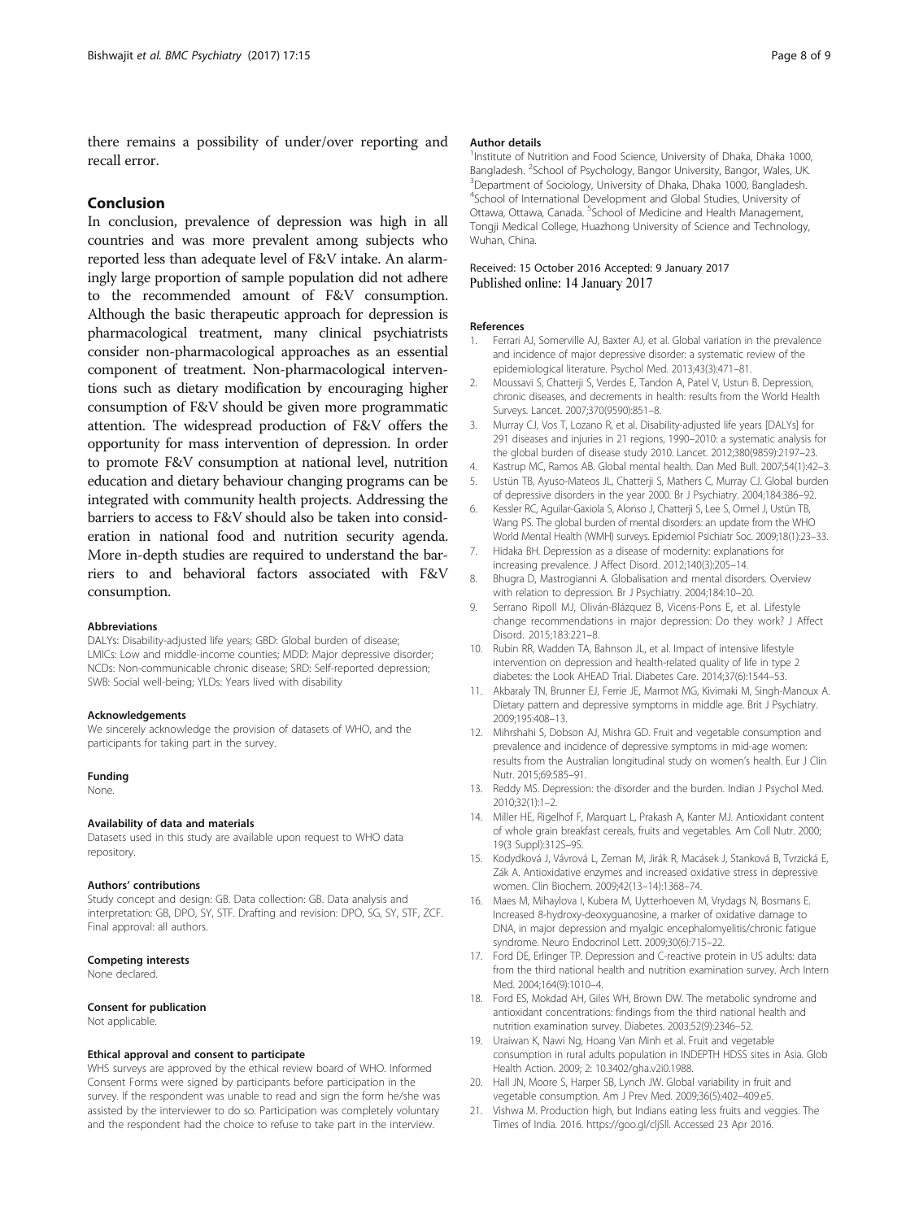there remains a possibility of under/over reporting and recall error.

## Conclusion

In conclusion, prevalence of depression was high in all countries and was more prevalent among subjects who reported less than adequate level of F&V intake. An alarmingly large proportion of sample population did not adhere to the recommended amount of F&V consumption. Although the basic therapeutic approach for depression is pharmacological treatment, many clinical psychiatrists consider non-pharmacological approaches as an essential component of treatment. Non-pharmacological interventions such as dietary modification by encouraging higher consumption of F&V should be given more programmatic attention. The widespread production of F&V offers the opportunity for mass intervention of depression. In order to promote F&V consumption at national level, nutrition education and dietary behaviour changing programs can be integrated with community health projects. Addressing the barriers to access to F&V should also be taken into consideration in national food and nutrition security agenda. More in-depth studies are required to understand the barriers to and behavioral factors associated with F&V consumption.

#### Abbreviations

DALYs: Disability-adjusted life years; GBD: Global burden of disease; LMICs: Low and middle-income counties; MDD: Major depressive disorder; NCDs: Non-communicable chronic disease; SRD: Self-reported depression; SWB: Social well-being; YLDs: Years lived with disability

#### Acknowledgements

We sincerely acknowledge the provision of datasets of WHO, and the participants for taking part in the survey.

#### Funding

None.

#### Availability of data and materials

Datasets used in this study are available upon request to WHO data repository.

#### Authors' contributions

Study concept and design: GB. Data collection: GB. Data analysis and interpretation: GB, DPO, SY, STF. Drafting and revision: DPO, SG, SY, STF, ZCF. Final approval: all authors.

#### Competing interests

None declared.

#### Consent for publication

Not applicable.

#### Ethical approval and consent to participate

WHS surveys are approved by the ethical review board of WHO. Informed Consent Forms were signed by participants before participation in the survey. If the respondent was unable to read and sign the form he/she was assisted by the interviewer to do so. Participation was completely voluntary and the respondent had the choice to refuse to take part in the interview.

#### Author details

[1]Institute of Nutrition and Food Science, University of Dhaka, Dhaka 1000, Bangladesh. [2]School of Psychology, Bangor University, Bangor, Wales, UK. [3]Department of Sociology, University of Dhaka, Dhaka 1000, Bangladesh. [4]School of International Development and Global Studies, University of Ottawa, Ottawa, Canada. [5]School of Medicine and Health Management, Tongji Medical College, Huazhong University of Science and Technology, Wuhan, China.

Received: 15 October 2016 Accepted: 9 January 2017
Published online: 14 January 2017

#### References

1. Ferrari AJ, Somerville AJ, Baxter AJ, et al. Global variation in the prevalence and incidence of major depressive disorder: a systematic review of the epidemiological literature. Psychol Med. 2013;43(3):471–81.
2. Moussavi S, Chatterji S, Verdes E, Tandon A, Patel V, Ustun B. Depression, chronic diseases, and decrements in health: results from the World Health Surveys. Lancet. 2007;370(9590):851–8.
3. Murray CJ, Vos T, Lozano R, et al. Disability-adjusted life years [DALYs] for 291 diseases and injuries in 21 regions, 1990–2010: a systematic analysis for the global burden of disease study 2010. Lancet. 2012;380(9859):2197–23.
4. Kastrup MC, Ramos AB. Global mental health. Dan Med Bull. 2007;54(1):42–3.
5. Ustün TB, Ayuso-Mateos JL, Chatterji S, Mathers C, Murray CJ. Global burden of depressive disorders in the year 2000. Br J Psychiatry. 2004;184:386–92.
6. Kessler RC, Aguilar-Gaxiola S, Alonso J, Chatterji S, Lee S, Ormel J, Ustün TB, Wang PS. The global burden of mental disorders: an update from the WHO World Mental Health (WMH) surveys. Epidemiol Psichiatr Soc. 2009;18(1):23–33.
7. Hidaka BH. Depression as a disease of modernity: explanations for increasing prevalence. J Affect Disord. 2012;140(3):205–14.
8. Bhugra D, Mastrogianni A. Globalisation and mental disorders. Overview with relation to depression. Br J Psychiatry. 2004;184:10–20.
9. Serrano Ripoll MJ, Oliván-Blázquez B, Vicens-Pons E, et al. Lifestyle change recommendations in major depression: Do they work? J Affect Disord. 2015;183:221–8.
10. Rubin RR, Wadden TA, Bahnson JL, et al. Impact of intensive lifestyle intervention on depression and health-related quality of life in type 2 diabetes: the Look AHEAD Trial. Diabetes Care. 2014;37(6):1544–53.
11. Akbaraly TN, Brunner EJ, Ferrie JE, Marmot MG, Kivimaki M, Singh-Manoux A. Dietary pattern and depressive symptoms in middle age. Brit J Psychiatry. 2009;195:408–13.
12. Mihrshahi S, Dobson AJ, Mishra GD. Fruit and vegetable consumption and prevalence and incidence of depressive symptoms in mid-age women: results from the Australian longitudinal study on women's health. Eur J Clin Nutr. 2015;69:585–91.
13. Reddy MS. Depression: the disorder and the burden. Indian J Psychol Med. 2010;32(1):1–2.
14. Miller HE, Rigelhof F, Marquart L, Prakash A, Kanter MJ. Antioxidant content of whole grain breakfast cereals, fruits and vegetables. Am Coll Nutr. 2000; 19(3 Suppl):312S–9S.
15. Kodydková J, Vávrová L, Zeman M, Jirák R, Macásek J, Stanková B, Tvrzická E, Zák A. Antioxidative enzymes and increased oxidative stress in depressive women. Clin Biochem. 2009;42(13–14):1368–74.
16. Maes M, Mihaylova I, Kubera M, Uytterhoeven M, Vrydags N, Bosmans E. Increased 8-hydroxy-deoxyguanosine, a marker of oxidative damage to DNA, in major depression and myalgic encephalomyelitis/chronic fatigue syndrome. Neuro Endocrinol Lett. 2009;30(6):715–22.
17. Ford DE, Erlinger TP. Depression and C-reactive protein in US adults: data from the third national health and nutrition examination survey. Arch Intern Med. 2004;164(9):1010–4.
18. Ford ES, Mokdad AH, Giles WH, Brown DW. The metabolic syndrome and antioxidant concentrations: findings from the third national health and nutrition examination survey. Diabetes. 2003;52(9):2346–52.
19. Uraiwan K, Nawi Ng, Hoang Van Minh et al. Fruit and vegetable consumption in rural adults population in INDEPTH HDSS sites in Asia. Glob Health Action. 2009; 2: 10.3402/gha.v2i0.1988.
20. Hall JN, Moore S, Harper SB, Lynch JW. Global variability in fruit and vegetable consumption. Am J Prev Med. 2009;36(5):402–409.e5.
21. Vishwa M. Production high, but Indians eating less fruits and veggies. The Times of India. 2016. https://goo.gl/cljSll. Accessed 23 Apr 2016.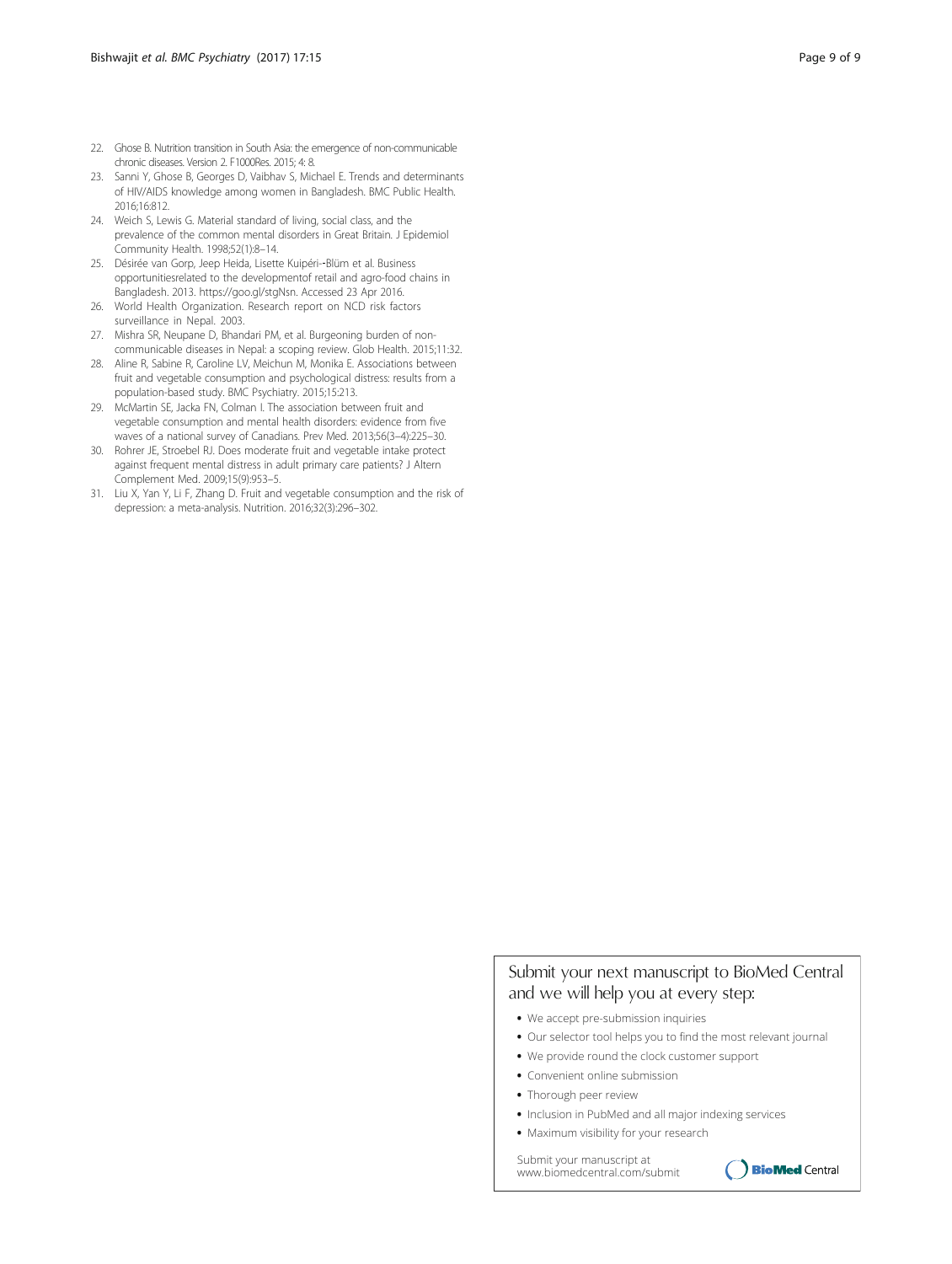22. Ghose B. Nutrition transition in South Asia: the emergence of non-communicable chronic diseases. Version 2. F1000Res. 2015; 4: 8.
23. Sanni Y, Ghose B, Georges D, Vaibhav S, Michael E. Trends and determinants of HIV/AIDS knowledge among women in Bangladesh. BMC Public Health. 2016;16:812.
24. Weich S, Lewis G. Material standard of living, social class, and the prevalence of the common mental disorders in Great Britain. J Epidemiol Community Health. 1998;52(1):8–14.
25. Désirée van Gorp, Jeep Heida, Lisette Kuipéri--Blüm et al. Business opportunitiesrelated to the developmentof retail and agro-food chains in Bangladesh. 2013. https://goo.gl/stgNsn. Accessed 23 Apr 2016.
26. World Health Organization. Research report on NCD risk factors surveillance in Nepal. 2003.
27. Mishra SR, Neupane D, Bhandari PM, et al. Burgeoning burden of non-communicable diseases in Nepal: a scoping review. Glob Health. 2015;11:32.
28. Aline R, Sabine R, Caroline LV, Meichun M, Monika E. Associations between fruit and vegetable consumption and psychological distress: results from a population-based study. BMC Psychiatry. 2015;15:213.
29. McMartin SE, Jacka FN, Colman I. The association between fruit and vegetable consumption and mental health disorders: evidence from five waves of a national survey of Canadians. Prev Med. 2013;56(3–4):225–30.
30. Rohrer JE, Stroebel RJ. Does moderate fruit and vegetable intake protect against frequent mental distress in adult primary care patients? J Altern Complement Med. 2009;15(9):953–5.
31. Liu X, Yan Y, Li F, Zhang D. Fruit and vegetable consumption and the risk of depression: a meta-analysis. Nutrition. 2016;32(3):296–302.

Submit your next manuscript to BioMed Central and we will help you at every step:

- We accept pre-submission inquiries
- Our selector tool helps you to find the most relevant journal
- We provide round the clock customer support
- Convenient online submission
- Thorough peer review
- Inclusion in PubMed and all major indexing services
- Maximum visibility for your research

Submit your manuscript at
www.biomedcentral.com/submit

BioMed Central